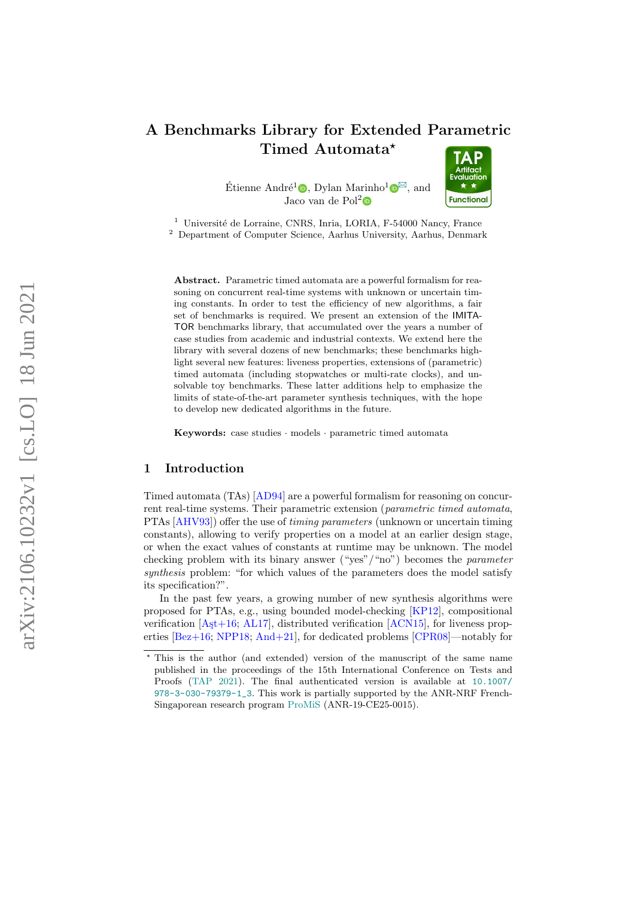# A Benchmarks Library for Extended Parametric Timed Automata*

Étienne André[1], Dylan Marinho[1], and Jaco van de Pol[2]

[1] Université de Lorraine, CNRS, Inria, LORIA, F-54000 Nancy, France
[2] Department of Computer Science, Aarhus University, Aarhus, Denmark

**Abstract.** Parametric timed automata are a powerful formalism for reasoning on concurrent real-time systems with unknown or uncertain timing constants. In order to test the efficiency of new algorithms, a fair set of benchmarks is required. We present an extension of the IMITATOR benchmarks library, that accumulated over the years a number of case studies from academic and industrial contexts. We extend here the library with several dozens of new benchmarks; these benchmarks highlight several new features: liveness properties, extensions of (parametric) timed automata (including stopwatches or multi-rate clocks), and unsolvable toy benchmarks. These latter additions help to emphasize the limits of state-of-the-art parameter synthesis techniques, with the hope to develop new dedicated algorithms in the future.

**Keywords:** case studies · models · parametric timed automata

## 1 Introduction

Timed automata (TAs) [AD94] are a powerful formalism for reasoning on concurrent real-time systems. Their parametric extension (*parametric timed automata*, PTAs [AHV93]) offer the use of *timing parameters* (unknown or uncertain timing constants), allowing to verify properties on a model at an earlier design stage, or when the exact values of constants at runtime may be unknown. The model checking problem with its binary answer ("yes"/"no") becomes the *parameter synthesis* problem: "for which values of the parameters does the model satisfy its specification?".

In the past few years, a growing number of new synthesis algorithms were proposed for PTAs, e.g., using bounded model-checking [KP12], compositional verification [Aşt+16; AL17], distributed verification [ACN15], for liveness properties [Bez+16; NPP18; And+21], for dedicated problems [CPR08]—notably for

---

* This is the author (and extended) version of the manuscript of the same name published in the proceedings of the 15th International Conference on Tests and Proofs (TAP 2021). The final authenticated version is available at 10.1007/978-3-030-79379-1_3. This work is partially supported by the ANR-NRF French-Singaporean research program ProMiS (ANR-19-CE25-0015).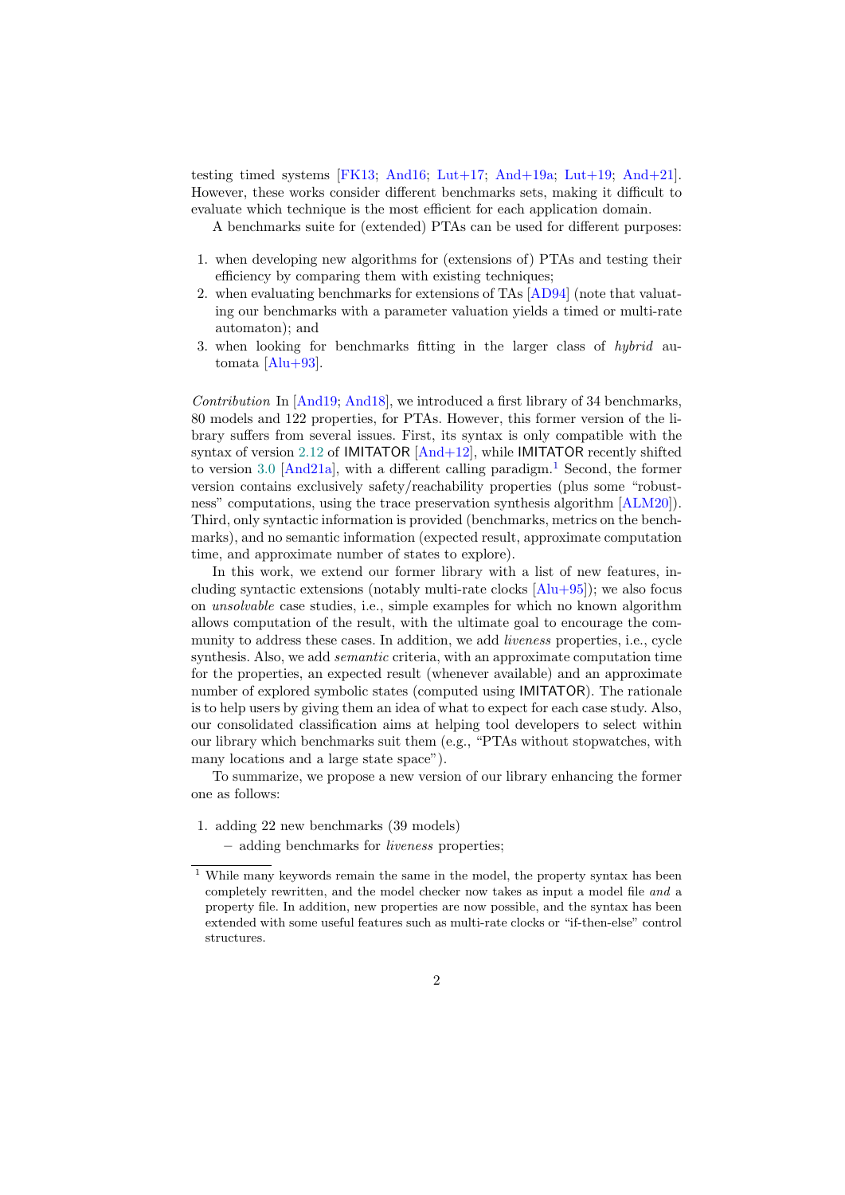testing timed systems [FK13; And16; Lut+17; And+19a; Lut+19; And+21]. However, these works consider different benchmarks sets, making it difficult to evaluate which technique is the most efficient for each application domain.

A benchmarks suite for (extended) PTAs can be used for different purposes:

1. when developing new algorithms for (extensions of) PTAs and testing their efficiency by comparing them with existing techniques;
2. when evaluating benchmarks for extensions of TAs [AD94] (note that valuating our benchmarks with a parameter valuation yields a timed or multi-rate automaton); and
3. when looking for benchmarks fitting in the larger class of *hybrid* automata [Alu+93].

*Contribution* In [And19; And18], we introduced a first library of 34 benchmarks, 80 models and 122 properties, for PTAs. However, this former version of the library suffers from several issues. First, its syntax is only compatible with the syntax of version 2.12 of IMITATOR [And+12], while IMITATOR recently shifted to version 3.0 [And21a], with a different calling paradigm.[1] Second, the former version contains exclusively safety/reachability properties (plus some "robustness" computations, using the trace preservation synthesis algorithm [ALM20]). Third, only syntactic information is provided (benchmarks, metrics on the benchmarks), and no semantic information (expected result, approximate computation time, and approximate number of states to explore).

In this work, we extend our former library with a list of new features, including syntactic extensions (notably multi-rate clocks [Alu+95]); we also focus on *unsolvable* case studies, i.e., simple examples for which no known algorithm allows computation of the result, with the ultimate goal to encourage the community to address these cases. In addition, we add *liveness* properties, i.e., cycle synthesis. Also, we add *semantic* criteria, with an approximate computation time for the properties, an expected result (whenever available) and an approximate number of explored symbolic states (computed using IMITATOR). The rationale is to help users by giving them an idea of what to expect for each case study. Also, our consolidated classification aims at helping tool developers to select within our library which benchmarks suit them (e.g., "PTAs without stopwatches, with many locations and a large state space").

To summarize, we propose a new version of our library enhancing the former one as follows:

1. adding 22 new benchmarks (39 models)
   - adding benchmarks for *liveness* properties;

[1] While many keywords remain the same in the model, the property syntax has been completely rewritten, and the model checker now takes as input a model file *and* a property file. In addition, new properties are now possible, and the syntax has been extended with some useful features such as multi-rate clocks or "if-then-else" control structures.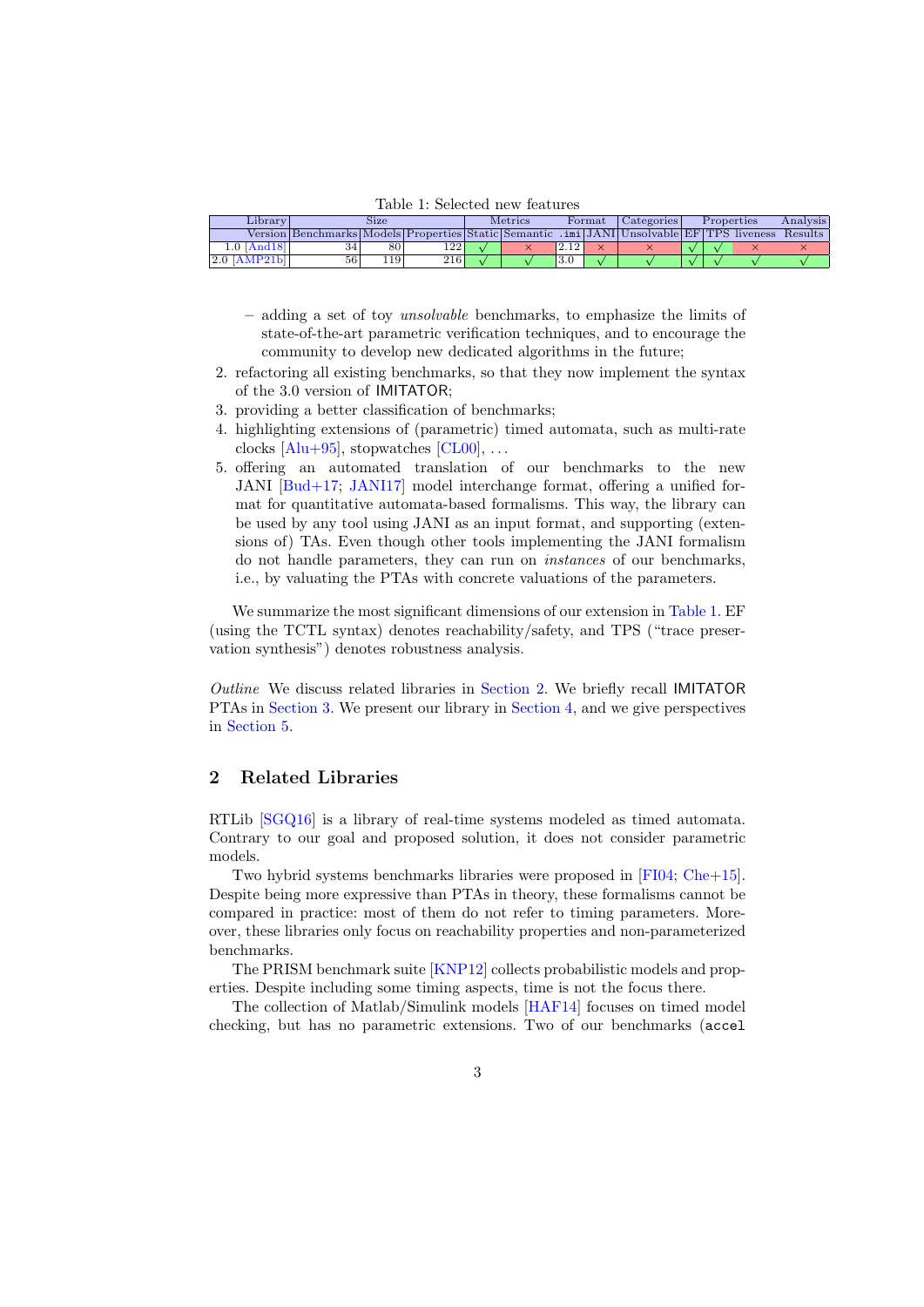Table 1: Selected new features

| Library | Size | | | Metrics | | Format | | Categories | Properties | | | Analysis |
|---|---|---|---|---|---|---|---|---|---|---|---|---|
| Version | Benchmarks | Models | Properties | Static | Semantic | `.imi` | JANI | Unsolvable | EF | TPS | liveness | Results |
| 1.0 [And18] | 34 | 80 | 122 | √ | × | 2.12 | × | × | √ | √ | × | × |
| 2.0 [AMP21b] | 56 | 119 | 216 | √ | √ | 3.0 | √ | √ | √ | √ | √ | √ |

   – adding a set of toy *unsolvable* benchmarks, to emphasize the limits of state-of-the-art parametric verification techniques, and to encourage the community to develop new dedicated algorithms in the future;

2. refactoring all existing benchmarks, so that they now implement the syntax of the 3.0 version of IMITATOR;
3. providing a better classification of benchmarks;
4. highlighting extensions of (parametric) timed automata, such as multi-rate clocks [Alu+95], stopwatches [CL00], . . .
5. offering an automated translation of our benchmarks to the new JANI [Bud+17; JANI17] model interchange format, offering a unified format for quantitative automata-based formalisms. This way, the library can be used by any tool using JANI as an input format, and supporting (extensions of) TAs. Even though other tools implementing the JANI formalism do not handle parameters, they can run on *instances* of our benchmarks, i.e., by valuating the PTAs with concrete valuations of the parameters.

We summarize the most significant dimensions of our extension in Table 1. EF (using the TCTL syntax) denotes reachability/safety, and TPS ("trace preservation synthesis") denotes robustness analysis.

*Outline* We discuss related libraries in Section 2. We briefly recall IMITATOR PTAs in Section 3. We present our library in Section 4, and we give perspectives in Section 5.

## 2 Related Libraries

RTLib [SGQ16] is a library of real-time systems modeled as timed automata. Contrary to our goal and proposed solution, it does not consider parametric models.

Two hybrid systems benchmarks libraries were proposed in [FI04; Che+15]. Despite being more expressive than PTAs in theory, these formalisms cannot be compared in practice: most of them do not refer to timing parameters. Moreover, these libraries only focus on reachability properties and non-parameterized benchmarks.

The PRISM benchmark suite [KNP12] collects probabilistic models and properties. Despite including some timing aspects, time is not the focus there.

The collection of Matlab/Simulink models [HAF14] focuses on timed model checking, but has no parametric extensions. Two of our benchmarks (`accel`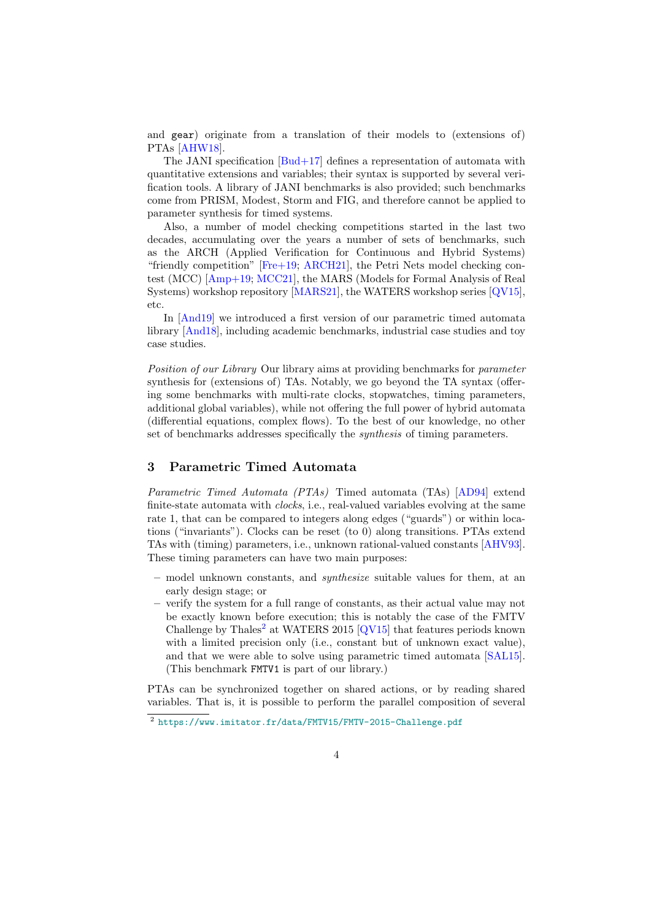and `gear`) originate from a translation of their models to (extensions of) PTAs [AHW18].

The JANI specification [Bud+17] defines a representation of automata with quantitative extensions and variables; their syntax is supported by several verification tools. A library of JANI benchmarks is also provided; such benchmarks come from PRISM, Modest, Storm and FIG, and therefore cannot be applied to parameter synthesis for timed systems.

Also, a number of model checking competitions started in the last two decades, accumulating over the years a number of sets of benchmarks, such as the ARCH (Applied Verification for Continuous and Hybrid Systems) "friendly competition" [Fre+19; ARCH21], the Petri Nets model checking contest (MCC) [Amp+19; MCC21], the MARS (Models for Formal Analysis of Real Systems) workshop repository [MARS21], the WATERS workshop series [QV15], etc.

In [And19] we introduced a first version of our parametric timed automata library [And18], including academic benchmarks, industrial case studies and toy case studies.

*Position of our Library* Our library aims at providing benchmarks for *parameter* synthesis for (extensions of) TAs. Notably, we go beyond the TA syntax (offering some benchmarks with multi-rate clocks, stopwatches, timing parameters, additional global variables), while not offering the full power of hybrid automata (differential equations, complex flows). To the best of our knowledge, no other set of benchmarks addresses specifically the *synthesis* of timing parameters.

## 3 Parametric Timed Automata

*Parametric Timed Automata (PTAs)* Timed automata (TAs) [AD94] extend finite-state automata with *clocks*, i.e., real-valued variables evolving at the same rate 1, that can be compared to integers along edges ("guards") or within locations ("invariants"). Clocks can be reset (to 0) along transitions. PTAs extend TAs with (timing) parameters, i.e., unknown rational-valued constants [AHV93]. These timing parameters can have two main purposes:

- model unknown constants, and *synthesize* suitable values for them, at an early design stage; or
- verify the system for a full range of constants, as their actual value may not be exactly known before execution; this is notably the case of the FMTV Challenge by Thales[2] at WATERS 2015 [QV15] that features periods known with a limited precision only (i.e., constant but of unknown exact value), and that we were able to solve using parametric timed automata [SAL15]. (This benchmark `FMTV1` is part of our library.)

PTAs can be synchronized together on shared actions, or by reading shared variables. That is, it is possible to perform the parallel composition of several

[2] https://www.imitator.fr/data/FMTV15/FMTV-2015-Challenge.pdf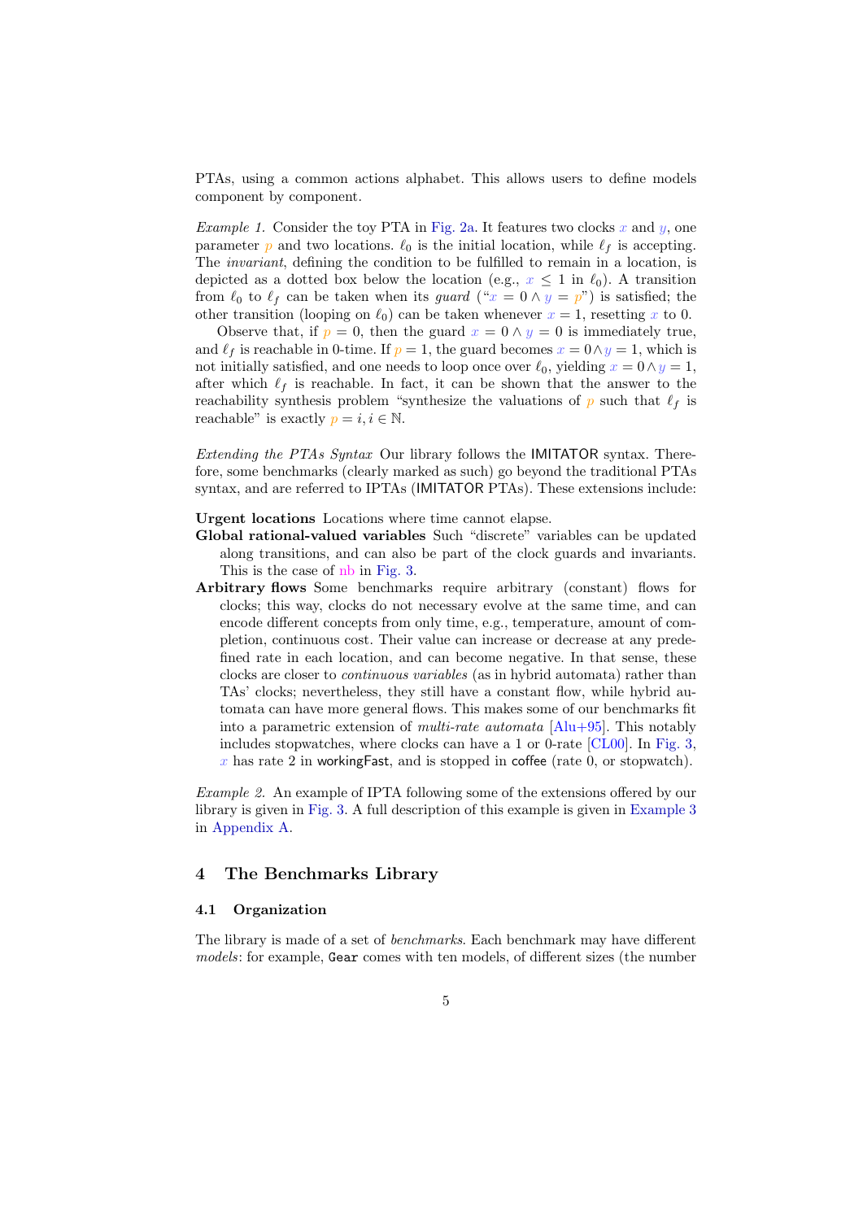PTAs, using a common actions alphabet. This allows users to define models component by component.

*Example 1.* Consider the toy PTA in Fig. 2a. It features two clocks $x$ and $y$, one parameter $p$ and two locations. $\ell_0$ is the initial location, while $\ell_f$ is accepting. The *invariant*, defining the condition to be fulfilled to remain in a location, is depicted as a dotted box below the location (e.g., $x \leq 1$ in $\ell_0$). A transition from $\ell_0$ to $\ell_f$ can be taken when its *guard* ("$x = 0 \land y = p$") is satisfied; the other transition (looping on $\ell_0$) can be taken whenever $x = 1$, resetting $x$ to 0.

Observe that, if $p = 0$, then the guard $x = 0 \land y = 0$ is immediately true, and $\ell_f$ is reachable in 0-time. If $p = 1$, the guard becomes $x = 0 \land y = 1$, which is not initially satisfied, and one needs to loop once over $\ell_0$, yielding $x = 0 \land y = 1$, after which $\ell_f$ is reachable. In fact, it can be shown that the answer to the reachability synthesis problem "synthesize the valuations of $p$ such that $\ell_f$ is reachable" is exactly $p = i, i \in \mathbb{N}$.

*Extending the PTAs Syntax* Our library follows the IMITATOR syntax. Therefore, some benchmarks (clearly marked as such) go beyond the traditional PTAs syntax, and are referred to IPTAs (IMITATOR PTAs). These extensions include:

**Urgent locations** Locations where time cannot elapse.

**Global rational-valued variables** Such "discrete" variables can be updated along transitions, and can also be part of the clock guards and invariants. This is the case of nb in Fig. 3.

**Arbitrary flows** Some benchmarks require arbitrary (constant) flows for clocks; this way, clocks do not necessary evolve at the same time, and can encode different concepts from only time, e.g., temperature, amount of completion, continuous cost. Their value can increase or decrease at any predefined rate in each location, and can become negative. In that sense, these clocks are closer to *continuous variables* (as in hybrid automata) rather than TAs' clocks; nevertheless, they still have a constant flow, while hybrid automata can have more general flows. This makes some of our benchmarks fit into a parametric extension of *multi-rate automata* [Alu+95]. This notably includes stopwatches, where clocks can have a 1 or 0-rate [CL00]. In Fig. 3, $x$ has rate 2 in workingFast, and is stopped in coffee (rate 0, or stopwatch).

*Example 2.* An example of IPTA following some of the extensions offered by our library is given in Fig. 3. A full description of this example is given in Example 3 in Appendix A.

## 4 The Benchmarks Library

### 4.1 Organization

The library is made of a set of *benchmarks*. Each benchmark may have different *models*: for example, `Gear` comes with ten models, of different sizes (the number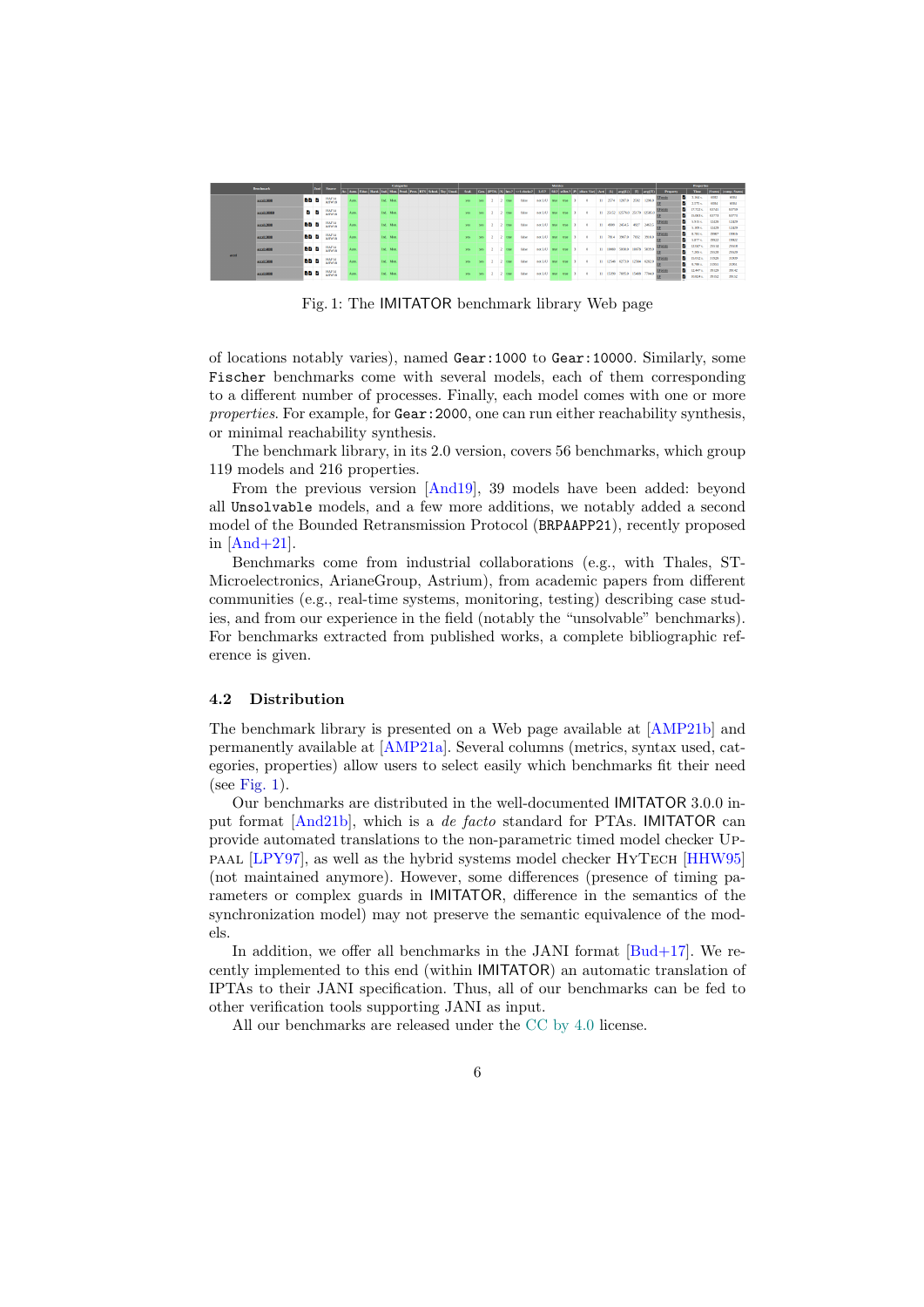Fig. 1: The IMITATOR benchmark library Web page

of locations notably varies), named `Gear:1000` to `Gear:10000`. Similarly, some `Fischer` benchmarks come with several models, each of them corresponding to a different number of processes. Finally, each model comes with one or more *properties*. For example, for `Gear:2000`, one can run either reachability synthesis, or minimal reachability synthesis.

The benchmark library, in its 2.0 version, covers 56 benchmarks, which group 119 models and 216 properties.

From the previous version [And19], 39 models have been added: beyond all `Unsolvable` models, and a few more additions, we notably added a second model of the Bounded Retransmission Protocol (`BRPAAPP21`), recently proposed in [And+21].

Benchmarks come from industrial collaborations (e.g., with Thales, ST-Microelectronics, ArianeGroup, Astrium), from academic papers from different communities (e.g., real-time systems, monitoring, testing) describing case studies, and from our experience in the field (notably the "unsolvable" benchmarks). For benchmarks extracted from published works, a complete bibliographic reference is given.

### 4.2 Distribution

The benchmark library is presented on a Web page available at [AMP21b] and permanently available at [AMP21a]. Several columns (metrics, syntax used, categories, properties) allow users to select easily which benchmarks fit their need (see Fig. 1).

Our benchmarks are distributed in the well-documented IMITATOR 3.0.0 input format [And21b], which is a *de facto* standard for PTAs. IMITATOR can provide automated translations to the non-parametric timed model checker Uppaal [LPY97], as well as the hybrid systems model checker HyTech [HHW95] (not maintained anymore). However, some differences (presence of timing parameters or complex guards in IMITATOR, difference in the semantics of the synchronization model) may not preserve the semantic equivalence of the models.

In addition, we offer all benchmarks in the JANI format [Bud+17]. We recently implemented to this end (within IMITATOR) an automatic translation of IPTAs to their JANI specification. Thus, all of our benchmarks can be fed to other verification tools supporting JANI as input.

All our benchmarks are released under the CC by 4.0 license.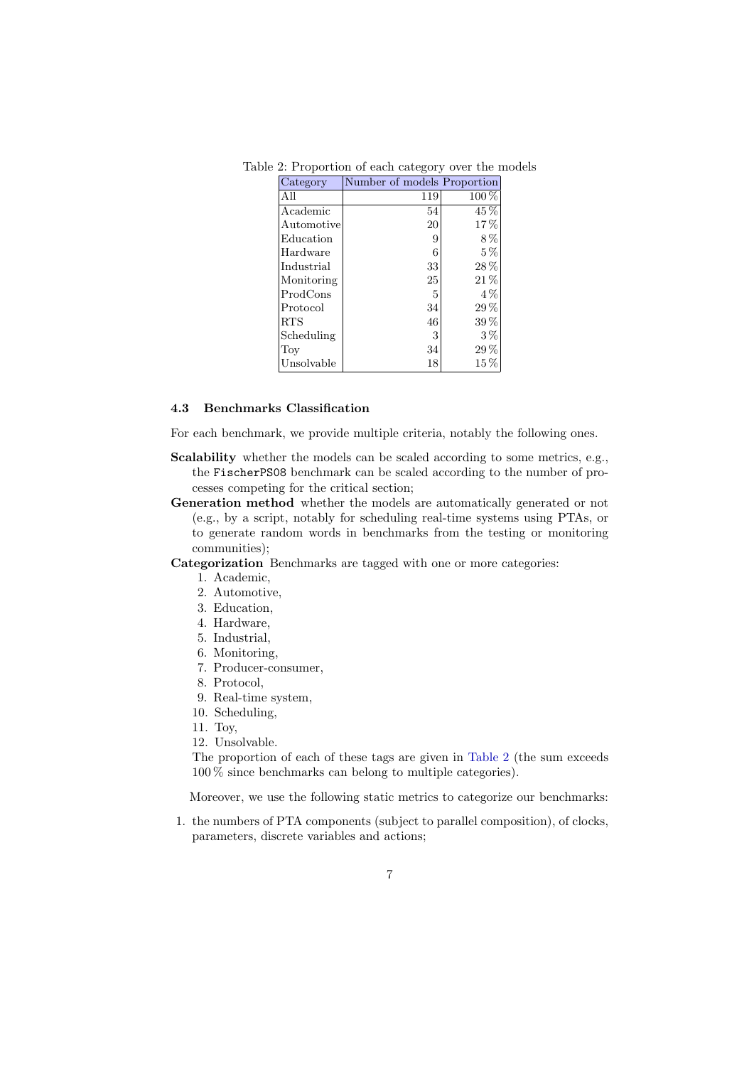Table 2: Proportion of each category over the models

| Category | Number of models | Proportion |
|---|---|---|
| All | 119 | 100 % |
| Academic | 54 | 45 % |
| Automotive | 20 | 17 % |
| Education | 9 | 8 % |
| Hardware | 6 | 5 % |
| Industrial | 33 | 28 % |
| Monitoring | 25 | 21 % |
| ProdCons | 5 | 4 % |
| Protocol | 34 | 29 % |
| RTS | 46 | 39 % |
| Scheduling | 3 | 3 % |
| Toy | 34 | 29 % |
| Unsolvable | 18 | 15 % |

### 4.3 Benchmarks Classification

For each benchmark, we provide multiple criteria, notably the following ones.

**Scalability** whether the models can be scaled according to some metrics, e.g., the `FischerPS08` benchmark can be scaled according to the number of processes competing for the critical section;

**Generation method** whether the models are automatically generated or not (e.g., by a script, notably for scheduling real-time systems using PTAs, or to generate random words in benchmarks from the testing or monitoring communities);

**Categorization** Benchmarks are tagged with one or more categories:

1. Academic,
2. Automotive,
3. Education,
4. Hardware,
5. Industrial,
6. Monitoring,
7. Producer-consumer,
8. Protocol,
9. Real-time system,
10. Scheduling,
11. Toy,
12. Unsolvable.

The proportion of each of these tags are given in Table 2 (the sum exceeds 100 % since benchmarks can belong to multiple categories).

Moreover, we use the following static metrics to categorize our benchmarks:

1. the numbers of PTA components (subject to parallel composition), of clocks, parameters, discrete variables and actions;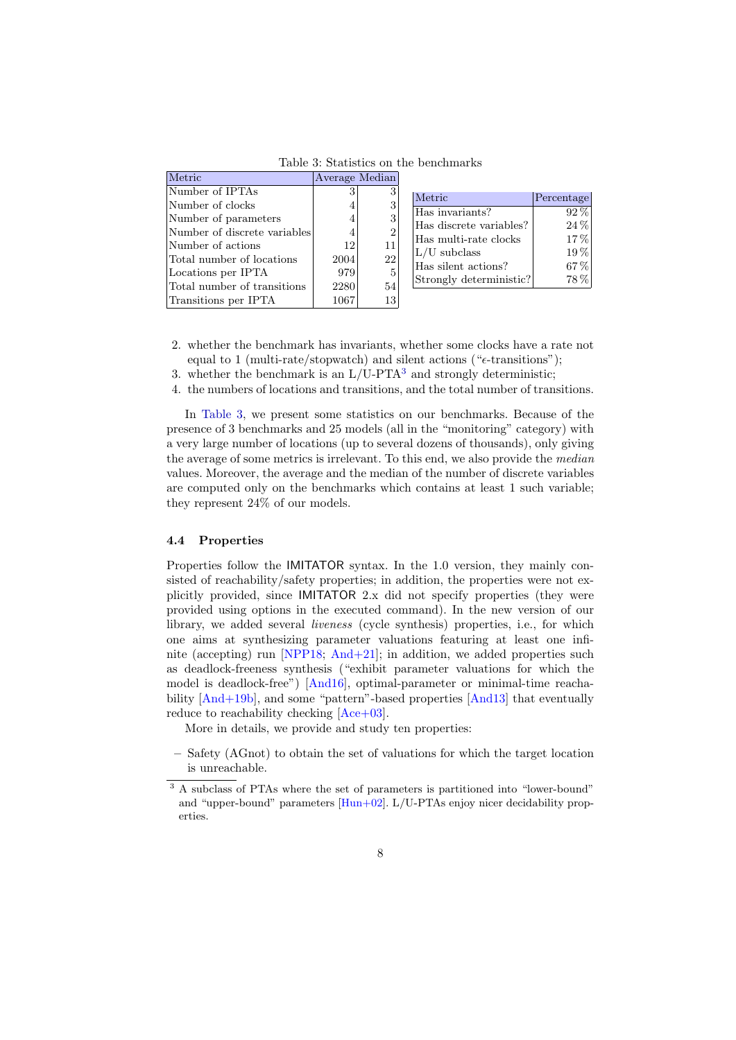Table 3: Statistics on the benchmarks

| Metric | Average | Median |
|---|---|---|
| Number of IPTAs | 3 | 3 |
| Number of clocks | 4 | 3 |
| Number of parameters | 4 | 3 |
| Number of discrete variables | 4 | 2 |
| Number of actions | 12 | 11 |
| Total number of locations | 2004 | 22 |
| Locations per IPTA | 979 | 5 |
| Total number of transitions | 2280 | 54 |
| Transitions per IPTA | 1067 | 13 |

| Metric | Percentage |
|---|---|
| Has invariants? | 92 % |
| Has discrete variables? | 24 % |
| Has multi-rate clocks | 17 % |
| L/U subclass | 19 % |
| Has silent actions? | 67 % |
| Strongly deterministic? | 78 % |

2. whether the benchmark has invariants, whether some clocks have a rate not equal to 1 (multi-rate/stopwatch) and silent actions (“$\epsilon$-transitions”);
3. whether the benchmark is an L/U-PTA[3] and strongly deterministic;
4. the numbers of locations and transitions, and the total number of transitions.

In Table 3, we present some statistics on our benchmarks. Because of the presence of 3 benchmarks and 25 models (all in the “monitoring” category) with a very large number of locations (up to several dozens of thousands), only giving the average of some metrics is irrelevant. To this end, we also provide the *median* values. Moreover, the average and the median of the number of discrete variables are computed only on the benchmarks which contains at least 1 such variable; they represent 24% of our models.

### 4.4 Properties

Properties follow the IMITATOR syntax. In the 1.0 version, they mainly consisted of reachability/safety properties; in addition, the properties were not explicitly provided, since IMITATOR 2.x did not specify properties (they were provided using options in the executed command). In the new version of our library, we added several *liveness* (cycle synthesis) properties, i.e., for which one aims at synthesizing parameter valuations featuring at least one infinite (accepting) run [NPP18; And+21]; in addition, we added properties such as deadlock-freeness synthesis (“exhibit parameter valuations for which the model is deadlock-free”) [And16], optimal-parameter or minimal-time reachability [And+19b], and some “pattern”-based properties [And13] that eventually reduce to reachability checking [Ace+03].

More in details, we provide and study ten properties:

- Safety (AGnot) to obtain the set of valuations for which the target location is unreachable.

[3] A subclass of PTAs where the set of parameters is partitioned into “lower-bound” and “upper-bound” parameters [Hun+02]. L/U-PTAs enjoy nicer decidability properties.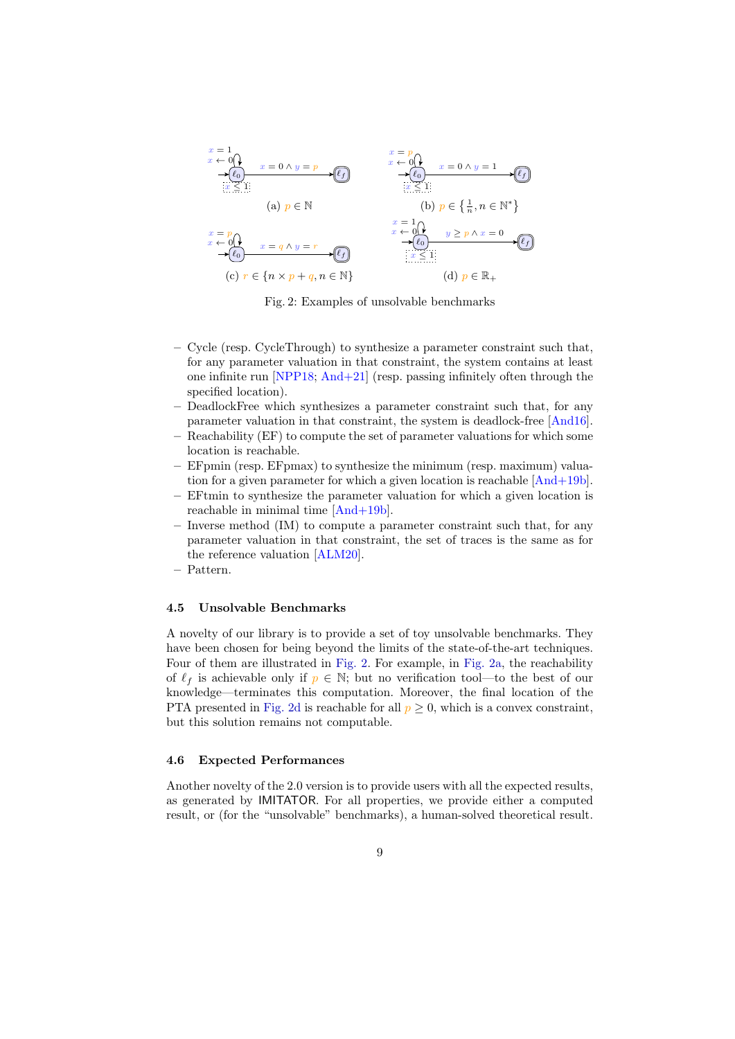(a) $p \in \mathbb{N}$

(b) $p \in \left\{\frac{1}{n}, n \in \mathbb{N}^*\right\}$

(c) $r \in \{n \times p + q, n \in \mathbb{N}\}$

(d) $p \in \mathbb{R}_+$

Fig. 2: Examples of unsolvable benchmarks

- Cycle (resp. CycleThrough) to synthesize a parameter constraint such that, for any parameter valuation in that constraint, the system contains at least one infinite run [NPP18; And+21] (resp. passing infinitely often through the specified location).
- DeadlockFree which synthesizes a parameter constraint such that, for any parameter valuation in that constraint, the system is deadlock-free [And16].
- Reachability (EF) to compute the set of parameter valuations for which some location is reachable.
- EFpmin (resp. EFpmax) to synthesize the minimum (resp. maximum) valuation for a given parameter for which a given location is reachable [And+19b].
- EFtmin to synthesize the parameter valuation for which a given location is reachable in minimal time [And+19b].
- Inverse method (IM) to compute a parameter constraint such that, for any parameter valuation in that constraint, the set of traces is the same as for the reference valuation [ALM20].
- Pattern.

### 4.5 Unsolvable Benchmarks

A novelty of our library is to provide a set of toy unsolvable benchmarks. They have been chosen for being beyond the limits of the state-of-the-art techniques. Four of them are illustrated in Fig. 2. For example, in Fig. 2a, the reachability of $\ell_f$ is achievable only if $p \in \mathbb{N}$; but no verification tool—to the best of our knowledge—terminates this computation. Moreover, the final location of the PTA presented in Fig. 2d is reachable for all $p \geq 0$, which is a convex constraint, but this solution remains not computable.

### 4.6 Expected Performances

Another novelty of the 2.0 version is to provide users with all the expected results, as generated by IMITATOR. For all properties, we provide either a computed result, or (for the "unsolvable" benchmarks), a human-solved theoretical result.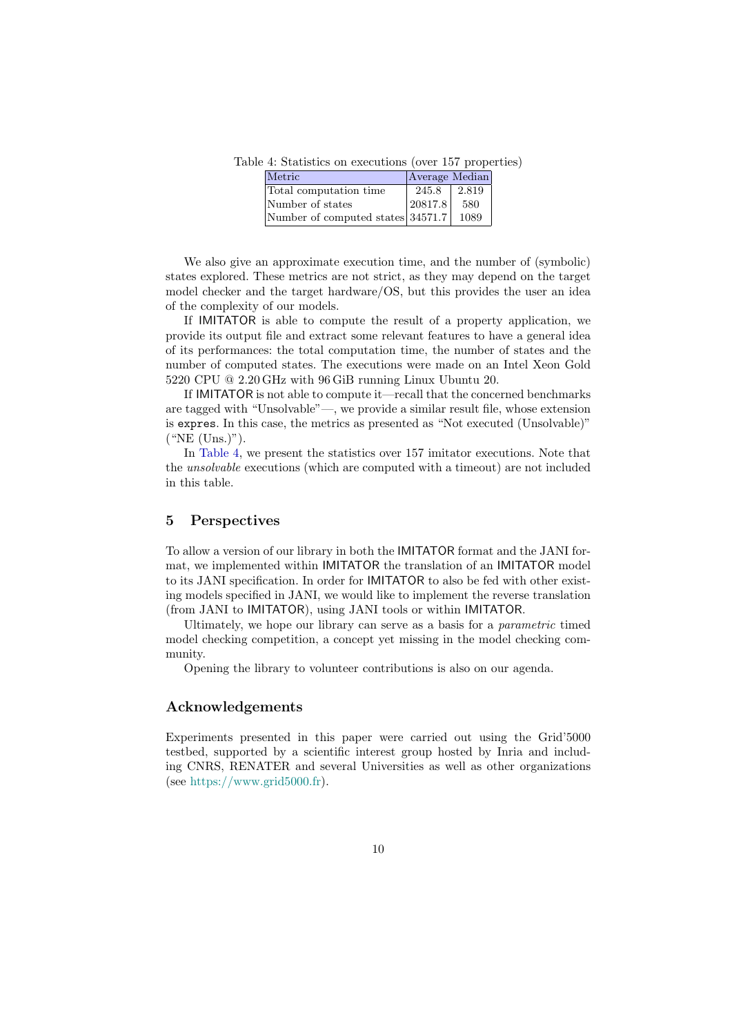Table 4: Statistics on executions (over 157 properties)

| Metric | Average | Median |
| --- | --- | --- |
| Total computation time | 245.8 | 2.819 |
| Number of states | 20817.8 | 580 |
| Number of computed states | 34571.7 | 1089 |

We also give an approximate execution time, and the number of (symbolic) states explored. These metrics are not strict, as they may depend on the target model checker and the target hardware/OS, but this provides the user an idea of the complexity of our models.

If IMITATOR is able to compute the result of a property application, we provide its output file and extract some relevant features to have a general idea of its performances: the total computation time, the number of states and the number of computed states. The executions were made on an Intel Xeon Gold 5220 CPU @ 2.20 GHz with 96 GiB running Linux Ubuntu 20.

If IMITATOR is not able to compute it—recall that the concerned benchmarks are tagged with "Unsolvable"—, we provide a similar result file, whose extension is `expres`. In this case, the metrics as presented as "Not executed (Unsolvable)" ("NE (Uns.)").

In Table 4, we present the statistics over 157 imitator executions. Note that the *unsolvable* executions (which are computed with a timeout) are not included in this table.

## 5 Perspectives

To allow a version of our library in both the IMITATOR format and the JANI format, we implemented within IMITATOR the translation of an IMITATOR model to its JANI specification. In order for IMITATOR to also be fed with other existing models specified in JANI, we would like to implement the reverse translation (from JANI to IMITATOR), using JANI tools or within IMITATOR.

Ultimately, we hope our library can serve as a basis for a *parametric* timed model checking competition, a concept yet missing in the model checking community.

Opening the library to volunteer contributions is also on our agenda.

## Acknowledgements

Experiments presented in this paper were carried out using the Grid'5000 testbed, supported by a scientific interest group hosted by Inria and including CNRS, RENATER and several Universities as well as other organizations (see https://www.grid5000.fr).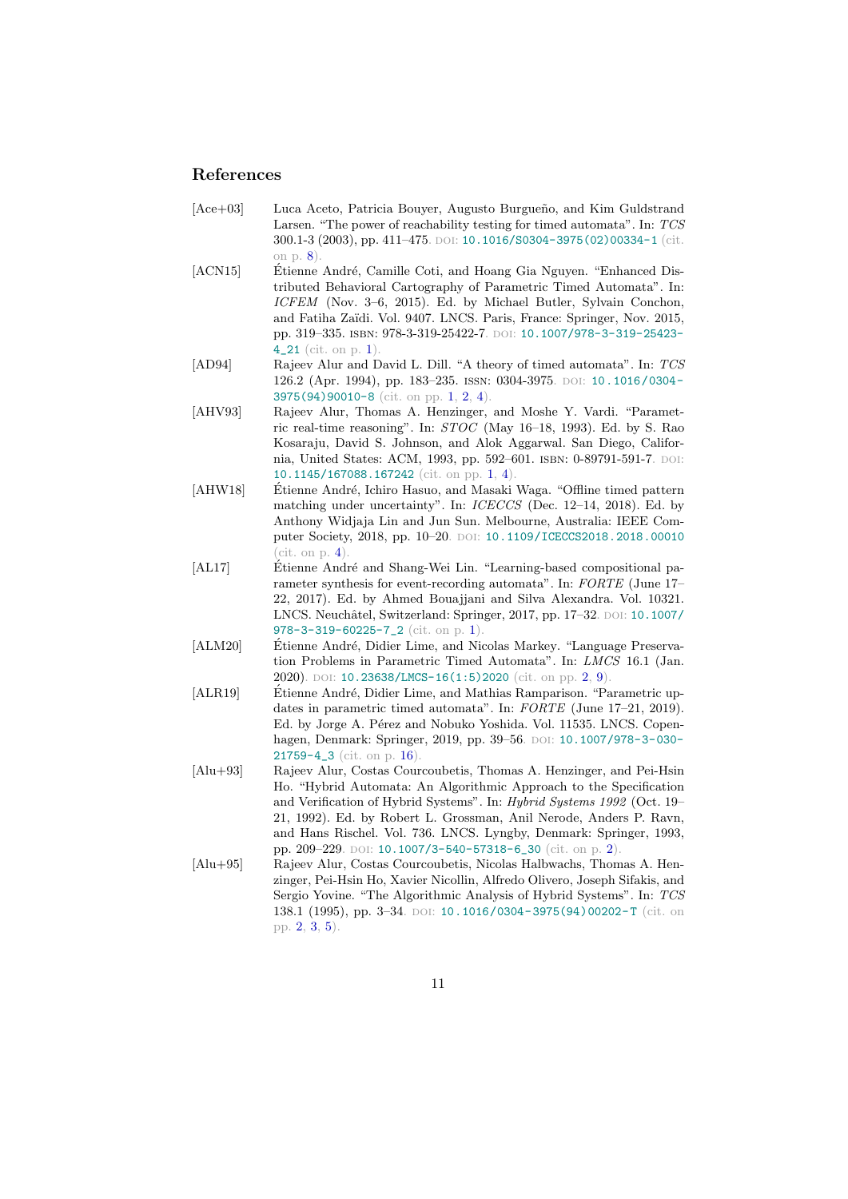## References

[Ace+03] Luca Aceto, Patricia Bouyer, Augusto Burgueño, and Kim Guldstrand Larsen. "The power of reachability testing for timed automata". In: *TCS* 300.1-3 (2003), pp. 411–475. DOI: 10.1016/S0304-3975(02)00334-1 (cit. on p. 8).

[ACN15] Étienne André, Camille Coti, and Hoang Gia Nguyen. "Enhanced Distributed Behavioral Cartography of Parametric Timed Automata". In: *ICFEM* (Nov. 3–6, 2015). Ed. by Michael Butler, Sylvain Conchon, and Fatiha Zaïdi. Vol. 9407. LNCS. Paris, France: Springer, Nov. 2015, pp. 319–335. ISBN: 978-3-319-25422-7. DOI: 10.1007/978-3-319-25423-4_21 (cit. on p. 1).

[AD94] Rajeev Alur and David L. Dill. "A theory of timed automata". In: *TCS* 126.2 (Apr. 1994), pp. 183–235. ISSN: 0304-3975. DOI: 10.1016/0304-3975(94)90010-8 (cit. on pp. 1, 2, 4).

[AHV93] Rajeev Alur, Thomas A. Henzinger, and Moshe Y. Vardi. "Parametric real-time reasoning". In: *STOC* (May 16–18, 1993). Ed. by S. Rao Kosaraju, David S. Johnson, and Alok Aggarwal. San Diego, California, United States: ACM, 1993, pp. 592–601. ISBN: 0-89791-591-7. DOI: 10.1145/167088.167242 (cit. on pp. 1, 4).

[AHW18] Étienne André, Ichiro Hasuo, and Masaki Waga. "Offline timed pattern matching under uncertainty". In: *ICECCS* (Dec. 12–14, 2018). Ed. by Anthony Widjaja Lin and Jun Sun. Melbourne, Australia: IEEE Computer Society, 2018, pp. 10–20. DOI: 10.1109/ICECCS2018.2018.00010 (cit. on p. 4).

[AL17] Étienne André and Shang-Wei Lin. "Learning-based compositional parameter synthesis for event-recording automata". In: *FORTE* (June 17–22, 2017). Ed. by Ahmed Bouajjani and Silva Alexandra. Vol. 10321. LNCS. Neuchâtel, Switzerland: Springer, 2017, pp. 17–32. DOI: 10.1007/978-3-319-60225-7_2 (cit. on p. 1).

[ALM20] Étienne André, Didier Lime, and Nicolas Markey. "Language Preservation Problems in Parametric Timed Automata". In: *LMCS* 16.1 (Jan. 2020). DOI: 10.23638/LMCS-16(1:5)2020 (cit. on pp. 2, 9).

[ALR19] Étienne André, Didier Lime, and Mathias Ramparison. "Parametric updates in parametric timed automata". In: *FORTE* (June 17–21, 2019). Ed. by Jorge A. Pérez and Nobuko Yoshida. Vol. 11535. LNCS. Copenhagen, Denmark: Springer, 2019, pp. 39–56. DOI: 10.1007/978-3-030-21759-4_3 (cit. on p. 16).

[Alu+93] Rajeev Alur, Costas Courcoubetis, Thomas A. Henzinger, and Pei-Hsin Ho. "Hybrid Automata: An Algorithmic Approach to the Specification and Verification of Hybrid Systems". In: *Hybrid Systems 1992* (Oct. 19–21, 1992). Ed. by Robert L. Grossman, Anil Nerode, Anders P. Ravn, and Hans Rischel. Vol. 736. LNCS. Lyngby, Denmark: Springer, 1993, pp. 209–229. DOI: 10.1007/3-540-57318-6_30 (cit. on p. 2).

[Alu+95] Rajeev Alur, Costas Courcoubetis, Nicolas Halbwachs, Thomas A. Henzinger, Pei-Hsin Ho, Xavier Nicollin, Alfredo Olivero, Joseph Sifakis, and Sergio Yovine. "The Algorithmic Analysis of Hybrid Systems". In: *TCS* 138.1 (1995), pp. 3–34. DOI: 10.1016/0304-3975(94)00202-T (cit. on pp. 2, 3, 5).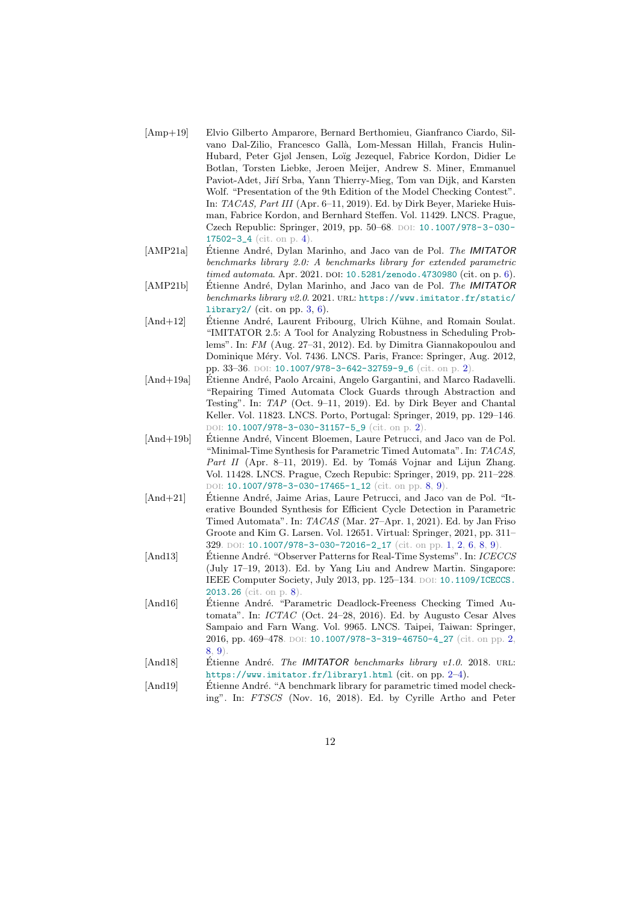[Amp+19] Elvio Gilberto Amparore, Bernard Berthomieu, Gianfranco Ciardo, Silvano Dal-Zilio, Francesco Gallà, Lom-Messan Hillah, Francis Hulin-Hubard, Peter Gjøl Jensen, Loïg Jezequel, Fabrice Kordon, Didier Le Botlan, Torsten Liebke, Jeroen Meijer, Andrew S. Miner, Emmanuel Paviot-Adet, Jiří Srba, Yann Thierry-Mieg, Tom van Dijk, and Karsten Wolf. "Presentation of the 9th Edition of the Model Checking Contest". In: *TACAS, Part III* (Apr. 6–11, 2019). Ed. by Dirk Beyer, Marieke Huisman, Fabrice Kordon, and Bernhard Steffen. Vol. 11429. LNCS. Prague, Czech Republic: Springer, 2019, pp. 50–68. DOI: 10.1007/978-3-030-17502-3_4 (cit. on p. 4).

[AMP21a] Étienne André, Dylan Marinho, and Jaco van de Pol. *The IMITATOR benchmarks library 2.0: A benchmarks library for extended parametric timed automata*. Apr. 2021. DOI: 10.5281/zenodo.4730980 (cit. on p. 6).

[AMP21b] Étienne André, Dylan Marinho, and Jaco van de Pol. *The IMITATOR benchmarks library v2.0*. 2021. URL: https://www.imitator.fr/static/library2/ (cit. on pp. 3, 6).

[And+12] Étienne André, Laurent Fribourg, Ulrich Kühne, and Romain Soulat. "IMITATOR 2.5: A Tool for Analyzing Robustness in Scheduling Problems". In: *FM* (Aug. 27–31, 2012). Ed. by Dimitra Giannakopoulou and Dominique Méry. Vol. 7436. LNCS. Paris, France: Springer, Aug. 2012, pp. 33–36. DOI: 10.1007/978-3-642-32759-9_6 (cit. on p. 2).

[And+19a] Étienne André, Paolo Arcaini, Angelo Gargantini, and Marco Radavelli. "Repairing Timed Automata Clock Guards through Abstraction and Testing". In: *TAP* (Oct. 9–11, 2019). Ed. by Dirk Beyer and Chantal Keller. Vol. 11823. LNCS. Porto, Portugal: Springer, 2019, pp. 129–146. DOI: 10.1007/978-3-030-31157-5_9 (cit. on p. 2).

[And+19b] Étienne André, Vincent Bloemen, Laure Petrucci, and Jaco van de Pol. "Minimal-Time Synthesis for Parametric Timed Automata". In: *TACAS, Part II* (Apr. 8–11, 2019). Ed. by Tomáš Vojnar and Lijun Zhang. Vol. 11428. LNCS. Prague, Czech Repubic: Springer, 2019, pp. 211–228. DOI: 10.1007/978-3-030-17465-1_12 (cit. on pp. 8, 9).

[And+21] Étienne André, Jaime Arias, Laure Petrucci, and Jaco van de Pol. "Iterative Bounded Synthesis for Efficient Cycle Detection in Parametric Timed Automata". In: *TACAS* (Mar. 27–Apr. 1, 2021). Ed. by Jan Friso Groote and Kim G. Larsen. Vol. 12651. Virtual: Springer, 2021, pp. 311–329. DOI: 10.1007/978-3-030-72016-2_17 (cit. on pp. 1, 2, 6, 8, 9).

[And13] Étienne André. "Observer Patterns for Real-Time Systems". In: *ICECCS* (July 17–19, 2013). Ed. by Yang Liu and Andrew Martin. Singapore: IEEE Computer Society, July 2013, pp. 125–134. DOI: 10.1109/ICECCS.2013.26 (cit. on p. 8).

[And16] Étienne André. "Parametric Deadlock-Freeness Checking Timed Automata". In: *ICTAC* (Oct. 24–28, 2016). Ed. by Augusto Cesar Alves Sampaio and Farn Wang. Vol. 9965. LNCS. Taipei, Taiwan: Springer, 2016, pp. 469–478. DOI: 10.1007/978-3-319-46750-4_27 (cit. on pp. 2, 8, 9).

[And18] Étienne André. *The IMITATOR benchmarks library v1.0*. 2018. URL: https://www.imitator.fr/library1.html (cit. on pp. 2–4).

[And19] Étienne André. "A benchmark library for parametric timed model checking". In: *FTSCS* (Nov. 16, 2018). Ed. by Cyrille Artho and Peter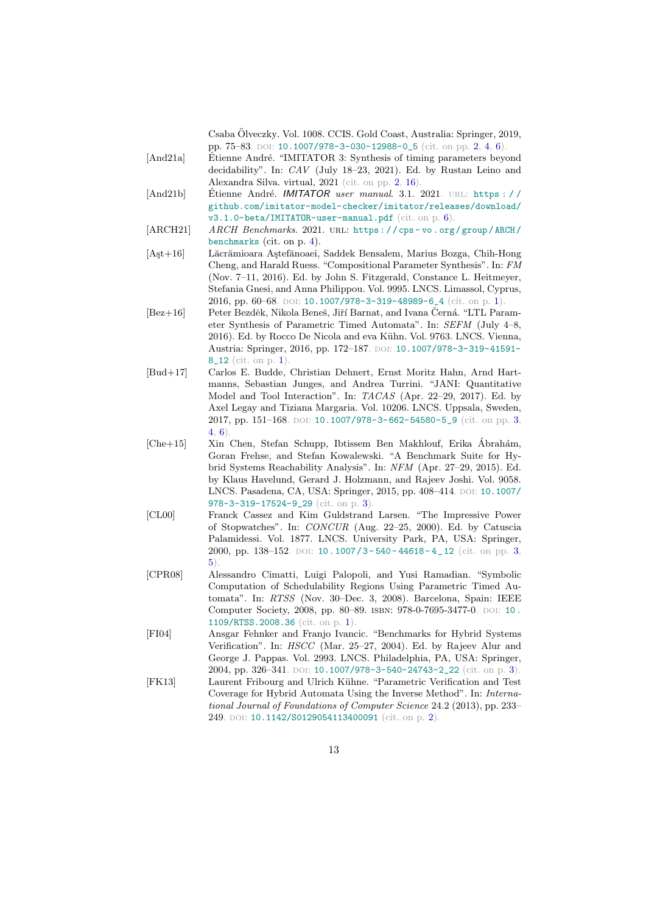Csaba Ölveczky. Vol. 1008. CCIS. Gold Coast, Australia: Springer, 2019, pp. 75–83. DOI: 10.1007/978-3-030-12988-0_5 (cit. on pp. 2, 4, 6).

[And21a] Étienne André. "IMITATOR 3: Synthesis of timing parameters beyond decidability". In: *CAV* (July 18–23, 2021). Ed. by Rustan Leino and Alexandra Silva. virtual, 2021 (cit. on pp. 2, 16).

[And21b] Étienne André. *IMITATOR user manual*. 3.1. 2021. URL: https://github.com/imitator-model-checker/imitator/releases/download/v3.1.0-beta/IMITATOR-user-manual.pdf (cit. on p. 6).

[ARCH21] *ARCH Benchmarks*. 2021. URL: https://cps-vo.org/group/ARCH/benchmarks (cit. on p. 4).

[Aşt+16] Lăcrămioara Aştefănoaei, Saddek Bensalem, Marius Bozga, Chih-Hong Cheng, and Harald Ruess. "Compositional Parameter Synthesis". In: *FM* (Nov. 7–11, 2016). Ed. by John S. Fitzgerald, Constance L. Heitmeyer, Stefania Gnesi, and Anna Philippou. Vol. 9995. LNCS. Limassol, Cyprus, 2016, pp. 60–68. DOI: 10.1007/978-3-319-48989-6_4 (cit. on p. 1).

[Bez+16] Peter Bezděk, Nikola Beneš, Jiří Barnat, and Ivana Černá. "LTL Parameter Synthesis of Parametric Timed Automata". In: *SEFM* (July 4–8, 2016). Ed. by Rocco De Nicola and eva Kühn. Vol. 9763. LNCS. Vienna, Austria: Springer, 2016, pp. 172–187. DOI: 10.1007/978-3-319-41591-8_12 (cit. on p. 1).

[Bud+17] Carlos E. Budde, Christian Dehnert, Ernst Moritz Hahn, Arnd Hartmanns, Sebastian Junges, and Andrea Turrini. "JANI: Quantitative Model and Tool Interaction". In: *TACAS* (Apr. 22–29, 2017). Ed. by Axel Legay and Tiziana Margaria. Vol. 10206. LNCS. Uppsala, Sweden, 2017, pp. 151–168. DOI: 10.1007/978-3-662-54580-5_9 (cit. on pp. 3, 4, 6).

[Che+15] Xin Chen, Stefan Schupp, Ibtissem Ben Makhlouf, Erika Ábrahám, Goran Frehse, and Stefan Kowalewski. "A Benchmark Suite for Hybrid Systems Reachability Analysis". In: *NFM* (Apr. 27–29, 2015). Ed. by Klaus Havelund, Gerard J. Holzmann, and Rajeev Joshi. Vol. 9058. LNCS. Pasadena, CA, USA: Springer, 2015, pp. 408–414. DOI: 10.1007/978-3-319-17524-9_29 (cit. on p. 3).

[CL00] Franck Cassez and Kim Guldstrand Larsen. "The Impressive Power of Stopwatches". In: *CONCUR* (Aug. 22–25, 2000). Ed. by Catuscia Palamidessi. Vol. 1877. LNCS. University Park, PA, USA: Springer, 2000, pp. 138–152. DOI: 10.1007/3-540-44618-4_12 (cit. on pp. 3, 5).

[CPR08] Alessandro Cimatti, Luigi Palopoli, and Yusi Ramadian. "Symbolic Computation of Schedulability Regions Using Parametric Timed Automata". In: *RTSS* (Nov. 30–Dec. 3, 2008). Barcelona, Spain: IEEE Computer Society, 2008, pp. 80–89. ISBN: 978-0-7695-3477-0. DOI: 10.1109/RTSS.2008.36 (cit. on p. 1).

[FI04] Ansgar Fehnker and Franjo Ivancic. "Benchmarks for Hybrid Systems Verification". In: *HSCC* (Mar. 25–27, 2004). Ed. by Rajeev Alur and George J. Pappas. Vol. 2993. LNCS. Philadelphia, PA, USA: Springer, 2004, pp. 326–341. DOI: 10.1007/978-3-540-24743-2_22 (cit. on p. 3).

[FK13] Laurent Fribourg and Ulrich Kühne. "Parametric Verification and Test Coverage for Hybrid Automata Using the Inverse Method". In: *International Journal of Foundations of Computer Science* 24.2 (2013), pp. 233–249. DOI: 10.1142/S0129054113400091 (cit. on p. 2).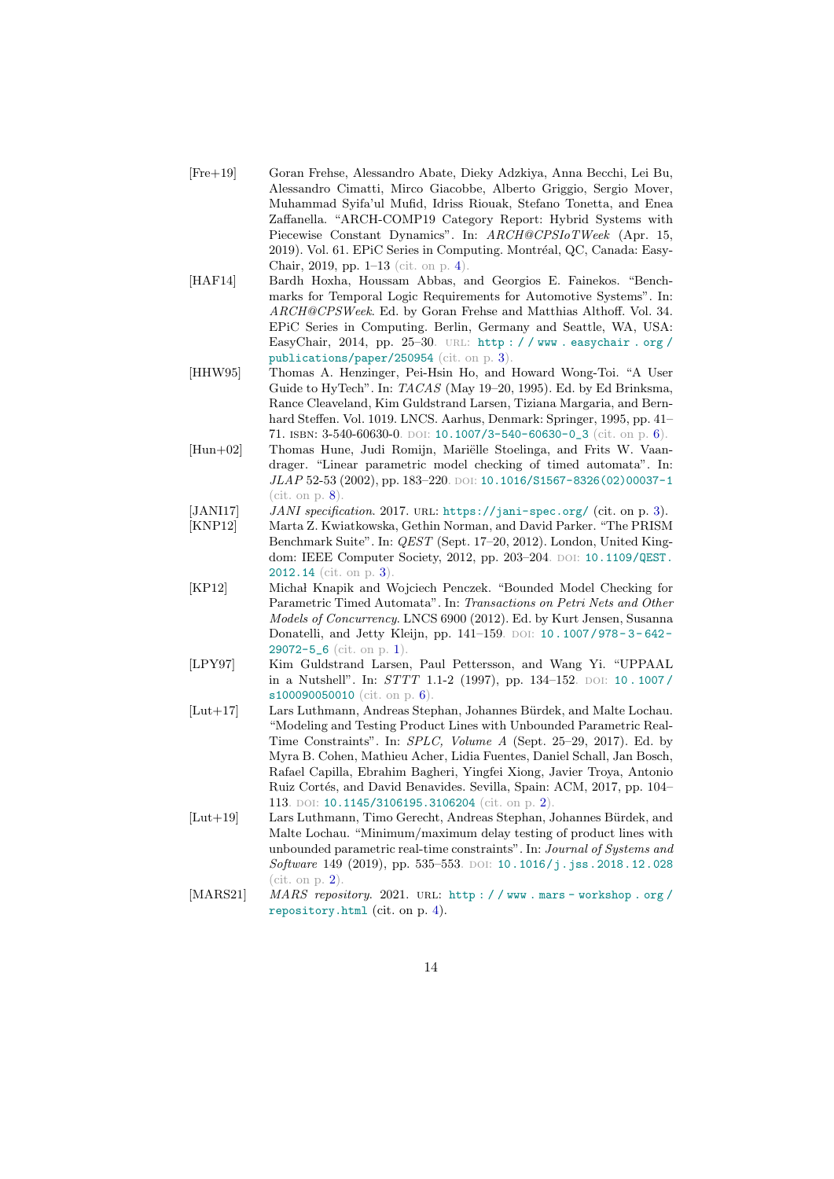[Fre+19] Goran Frehse, Alessandro Abate, Dieky Adzkiya, Anna Becchi, Lei Bu, Alessandro Cimatti, Mirco Giacobbe, Alberto Griggio, Sergio Mover, Muhammad Syifa'ul Mufid, Idriss Riouak, Stefano Tonetta, and Enea Zaffanella. "ARCH-COMP19 Category Report: Hybrid Systems with Piecewise Constant Dynamics". In: *ARCH@CPSIoTWeek* (Apr. 15, 2019). Vol. 61. EPiC Series in Computing. Montréal, QC, Canada: EasyChair, 2019, pp. 1–13 (cit. on p. 4).

[HAF14] Bardh Hoxha, Houssam Abbas, and Georgios E. Fainekos. "Benchmarks for Temporal Logic Requirements for Automotive Systems". In: *ARCH@CPSWeek*. Ed. by Goran Frehse and Matthias Althoff. Vol. 34. EPiC Series in Computing. Berlin, Germany and Seattle, WA, USA: EasyChair, 2014, pp. 25–30. URL: http://www.easychair.org/publications/paper/250954 (cit. on p. 3).

[HHW95] Thomas A. Henzinger, Pei-Hsin Ho, and Howard Wong-Toi. "A User Guide to HyTech". In: *TACAS* (May 19–20, 1995). Ed. by Ed Brinksma, Rance Cleaveland, Kim Guldstrand Larsen, Tiziana Margaria, and Bernhard Steffen. Vol. 1019. LNCS. Aarhus, Denmark: Springer, 1995, pp. 41–71. ISBN: 3-540-60630-0. DOI: 10.1007/3-540-60630-0_3 (cit. on p. 6).

[Hun+02] Thomas Hune, Judi Romijn, Mariëlle Stoelinga, and Frits W. Vaandrager. "Linear parametric model checking of timed automata". In: *JLAP* 52-53 (2002), pp. 183–220. DOI: 10.1016/S1567-8326(02)00037-1 (cit. on p. 8).

[JANI17] *JANI specification*. 2017. URL: https://jani-spec.org/ (cit. on p. 3).

[KNP12] Marta Z. Kwiatkowska, Gethin Norman, and David Parker. "The PRISM Benchmark Suite". In: *QEST* (Sept. 17–20, 2012). London, United Kingdom: IEEE Computer Society, 2012, pp. 203–204. DOI: 10.1109/QEST.2012.14 (cit. on p. 3).

[KP12] Michał Knapik and Wojciech Penczek. "Bounded Model Checking for Parametric Timed Automata". In: *Transactions on Petri Nets and Other Models of Concurrency*. LNCS 6900 (2012). Ed. by Kurt Jensen, Susanna Donatelli, and Jetty Kleijn, pp. 141–159. DOI: 10.1007/978-3-642-29072-5_6 (cit. on p. 1).

[LPY97] Kim Guldstrand Larsen, Paul Pettersson, and Wang Yi. "UPPAAL in a Nutshell". In: *STTT* 1.1-2 (1997), pp. 134–152. DOI: 10.1007/s100090050010 (cit. on p. 6).

[Lut+17] Lars Luthmann, Andreas Stephan, Johannes Bürdek, and Malte Lochau. "Modeling and Testing Product Lines with Unbounded Parametric Real-Time Constraints". In: *SPLC, Volume A* (Sept. 25–29, 2017). Ed. by Myra B. Cohen, Mathieu Acher, Lidia Fuentes, Daniel Schall, Jan Bosch, Rafael Capilla, Ebrahim Bagheri, Yingfei Xiong, Javier Troya, Antonio Ruiz Cortés, and David Benavides. Sevilla, Spain: ACM, 2017, pp. 104–113. DOI: 10.1145/3106195.3106204 (cit. on p. 2).

[Lut+19] Lars Luthmann, Timo Gerecht, Andreas Stephan, Johannes Bürdek, and Malte Lochau. "Minimum/maximum delay testing of product lines with unbounded parametric real-time constraints". In: *Journal of Systems and Software* 149 (2019), pp. 535–553. DOI: 10.1016/j.jss.2018.12.028 (cit. on p. 2).

[MARS21] *MARS repository*. 2021. URL: http://www.mars-workshop.org/repository.html (cit. on p. 4).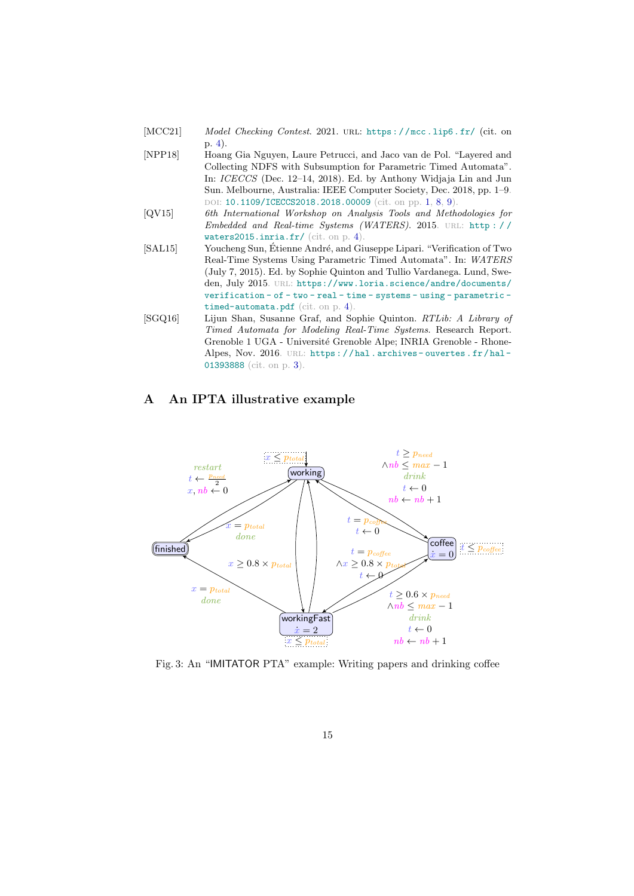[MCC21] *Model Checking Contest*. 2021. URL: https://mcc.lip6.fr/ (cit. on p. 4).

[NPP18] Hoang Gia Nguyen, Laure Petrucci, and Jaco van de Pol. "Layered and Collecting NDFS with Subsumption for Parametric Timed Automata". In: *ICECCS* (Dec. 12–14, 2018). Ed. by Anthony Widjaja Lin and Jun Sun. Melbourne, Australia: IEEE Computer Society, Dec. 2018, pp. 1–9. DOI: 10.1109/ICECCS2018.2018.00009 (cit. on pp. 1, 8, 9).

[QV15] *6th International Workshop on Analysis Tools and Methodologies for Embedded and Real-time Systems (WATERS)*. 2015. URL: http://waters2015.inria.fr/ (cit. on p. 4).

[SAL15] Youcheng Sun, Étienne André, and Giuseppe Lipari. "Verification of Two Real-Time Systems Using Parametric Timed Automata". In: *WATERS* (July 7, 2015). Ed. by Sophie Quinton and Tullio Vardanega. Lund, Sweden, July 2015. URL: https://www.loria.science/andre/documents/verification-of-two-real-time-systems-using-parametric-timed-automata.pdf (cit. on p. 4).

[SGQ16] Lijun Shan, Susanne Graf, and Sophie Quinton. *RTLib: A Library of Timed Automata for Modeling Real-Time Systems*. Research Report. Grenoble 1 UGA - Université Grenoble Alpe; INRIA Grenoble - Rhone-Alpes, Nov. 2016. URL: https://hal.archives-ouvertes.fr/hal-01393888 (cit. on p. 3).

## A An IPTA illustrative example

Fig. 3: An "IMITATOR PTA" example: Writing papers and drinking coffee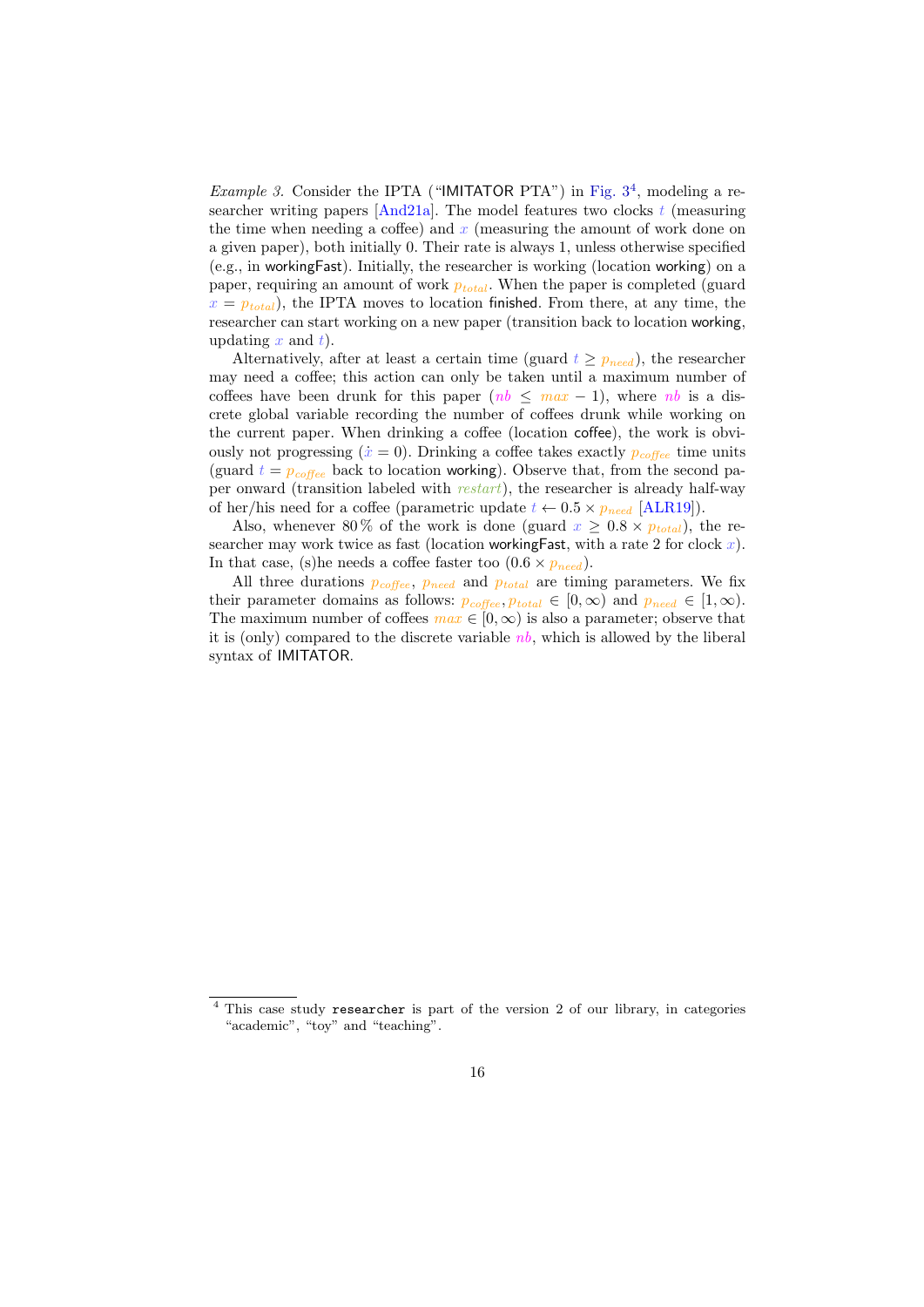*Example 3.* Consider the IPTA ("IMITATOR PTA") in Fig. 3[4], modeling a researcher writing papers [And21a]. The model features two clocks $t$ (measuring the time when needing a coffee) and $x$ (measuring the amount of work done on a given paper), both initially 0. Their rate is always 1, unless otherwise specified (e.g., in workingFast). Initially, the researcher is working (location working) on a paper, requiring an amount of work $p_{total}$. When the paper is completed (guard $x = p_{total}$), the IPTA moves to location finished. From there, at any time, the researcher can start working on a new paper (transition back to location working, updating $x$ and $t$).

Alternatively, after at least a certain time (guard $t \geq p_{need}$), the researcher may need a coffee; this action can only be taken until a maximum number of coffees have been drunk for this paper ($nb \leq max - 1$), where $nb$ is a discrete global variable recording the number of coffees drunk while working on the current paper. When drinking a coffee (location coffee), the work is obviously not progressing ($\dot{x} = 0$). Drinking a coffee takes exactly $p_{coffee}$ time units (guard $t = p_{coffee}$ back to location working). Observe that, from the second paper onward (transition labeled with *restart*), the researcher is already half-way of her/his need for a coffee (parametric update $t \leftarrow 0.5 \times p_{need}$ [ALR19]).

Also, whenever 80 % of the work is done (guard $x \geq 0.8 \times p_{total}$), the researcher may work twice as fast (location workingFast, with a rate 2 for clock $x$). In that case, (s)he needs a coffee faster too ($0.6 \times p_{need}$).

All three durations $p_{coffee}$, $p_{need}$ and $p_{total}$ are timing parameters. We fix their parameter domains as follows: $p_{coffee}, p_{total} \in [0, \infty)$ and $p_{need} \in [1, \infty)$. The maximum number of coffees $max \in [0, \infty)$ is also a parameter; observe that it is (only) compared to the discrete variable $nb$, which is allowed by the liberal syntax of IMITATOR.

[4] This case study `researcher` is part of the version 2 of our library, in categories "academic", "toy" and "teaching".